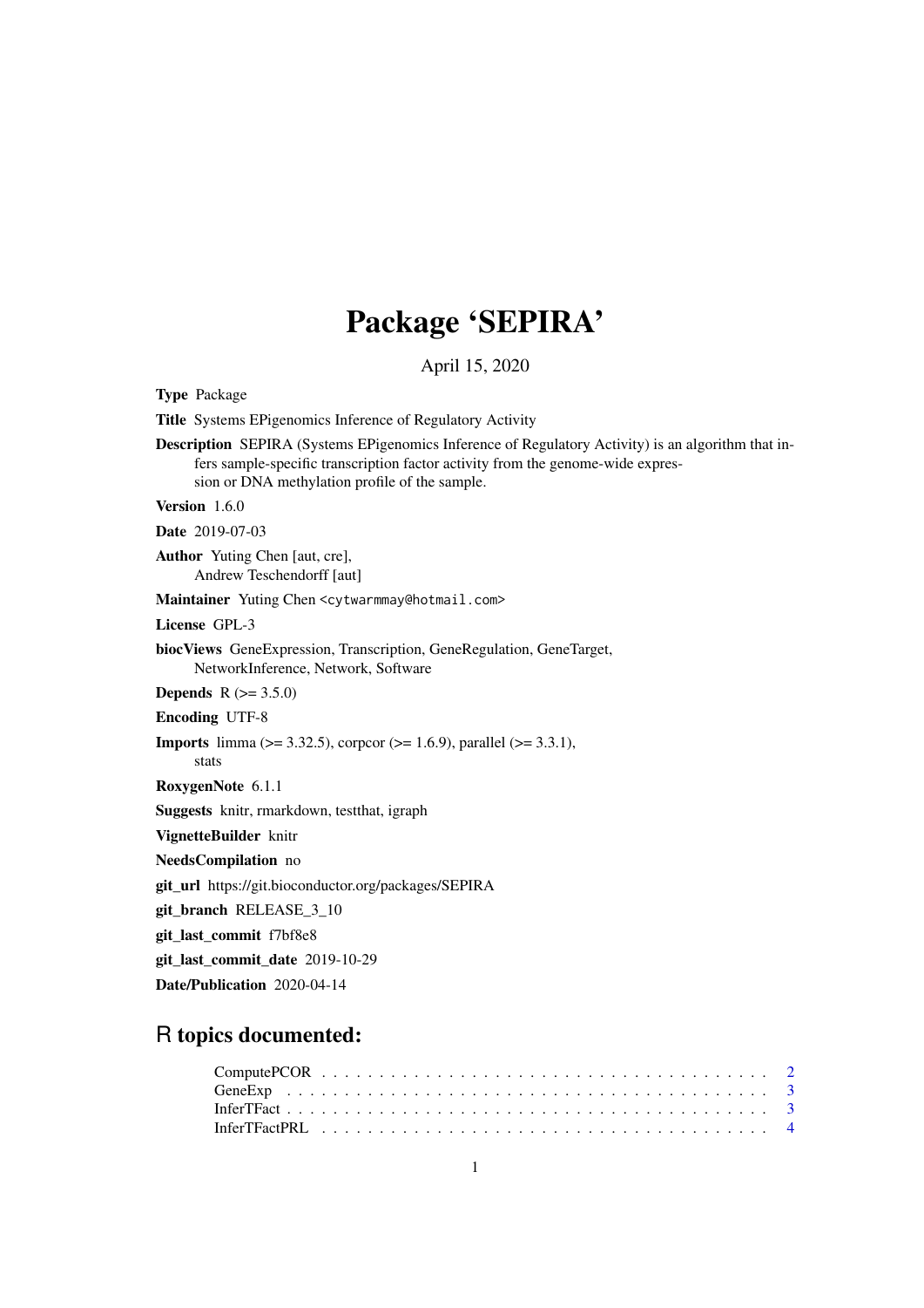# Package 'SEPIRA'

April 15, 2020

**Type** Package

**Title** Systems EPigenomics Inference of Regulatory Activity

**Description** SEPIRA (Systems EPigenomics Inference of Regulatory Activity) is an algorithm that infers sample-specific transcription factor activity from the genome-wide expression or DNA methylation profile of the sample.

**Version** 1.6.0

**Date** 2019-07-03

**Author** Yuting Chen [aut, cre],
Andrew Teschendorff [aut]

**Maintainer** Yuting Chen <cytwarmmay@hotmail.com>

**License** GPL-3

**biocViews** GeneExpression, Transcription, GeneRegulation, GeneTarget, NetworkInference, Network, Software

**Depends** R (>= 3.5.0)

**Encoding** UTF-8

**Imports** limma (>= 3.32.5), corpcor (>= 1.6.9), parallel (>= 3.3.1), stats

**RoxygenNote** 6.1.1

**Suggests** knitr, rmarkdown, testthat, igraph

**VignetteBuilder** knitr

**NeedsCompilation** no

**git_url** https://git.bioconductor.org/packages/SEPIRA

**git_branch** RELEASE_3_10

**git_last_commit** f7bf8e8

**git_last_commit_date** 2019-10-29

**Date/Publication** 2020-04-14

## R topics documented:

- ComputePCOR . . . . . . . . . . . . . . . . . . . . . . . . . . . . . . . . . . . . . . . . 2
- GeneExp . . . . . . . . . . . . . . . . . . . . . . . . . . . . . . . . . . . . . . . . . . . 3
- InferTFact . . . . . . . . . . . . . . . . . . . . . . . . . . . . . . . . . . . . . . . . . . 3
- InferTFactPRL . . . . . . . . . . . . . . . . . . . . . . . . . . . . . . . . . . . . . . . 4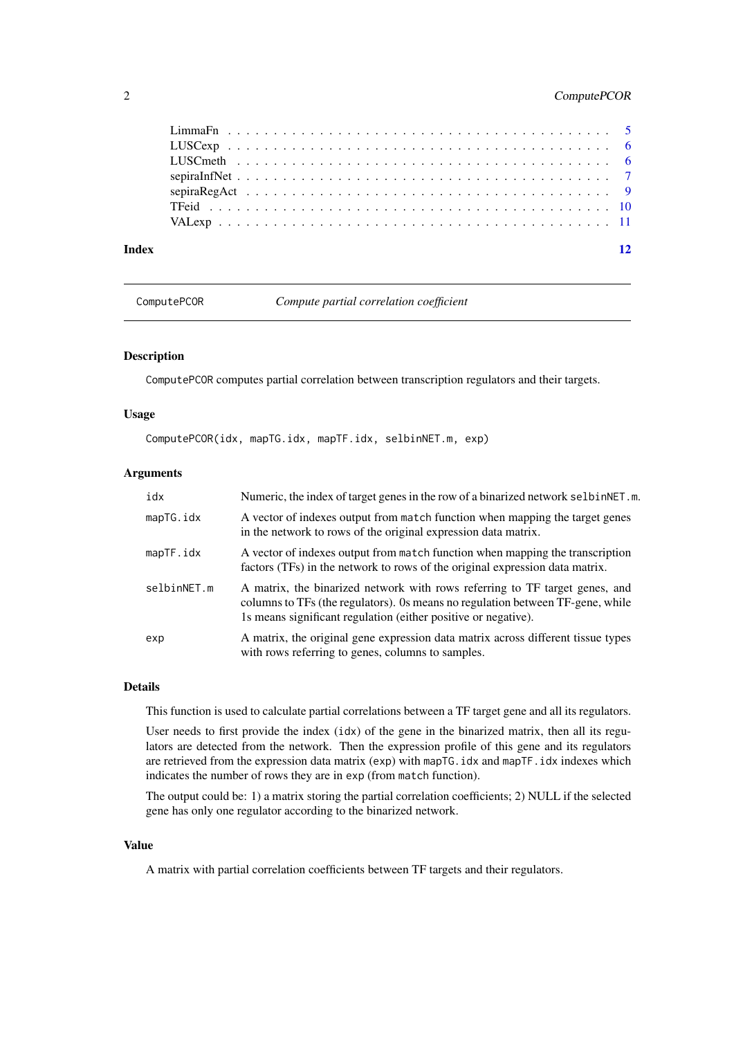| | |
|---|---|
| LimmaFn | 5 |
| LUSCexp | 6 |
| LUSCmeth | 6 |
| sepiraInfNet | 7 |
| sepiraRegAct | 9 |
| TFeid | 10 |
| VALexp | 11 |

**Index** **12**

---

ComputePCOR *Compute partial correlation coefficient*

---

## Description

ComputePCOR computes partial correlation between transcription regulators and their targets.

## Usage

```
ComputePCOR(idx, mapTG.idx, mapTF.idx, selbinNET.m, exp)
```

## Arguments

| | |
|---|---|
| idx | Numeric, the index of target genes in the row of a binarized network selbinNET.m. |
| mapTG.idx | A vector of indexes output from match function when mapping the target genes in the network to rows of the original expression data matrix. |
| mapTF.idx | A vector of indexes output from match function when mapping the transcription factors (TFs) in the network to rows of the original expression data matrix. |
| selbinNET.m | A matrix, the binarized network with rows referring to TF target genes, and columns to TFs (the regulators). 0s means no regulation between TF-gene, while 1s means significant regulation (either positive or negative). |
| exp | A matrix, the original gene expression data matrix across different tissue types with rows referring to genes, columns to samples. |

## Details

This function is used to calculate partial correlations between a TF target gene and all its regulators.

User needs to first provide the index (idx) of the gene in the binarized matrix, then all its regulators are detected from the network. Then the expression profile of this gene and its regulators are retrieved from the expression data matrix (exp) with mapTG.idx and mapTF.idx indexes which indicates the number of rows they are in exp (from match function).

The output could be: 1) a matrix storing the partial correlation coefficients; 2) NULL if the selected gene has only one regulator according to the binarized network.

## Value

A matrix with partial correlation coefficients between TF targets and their regulators.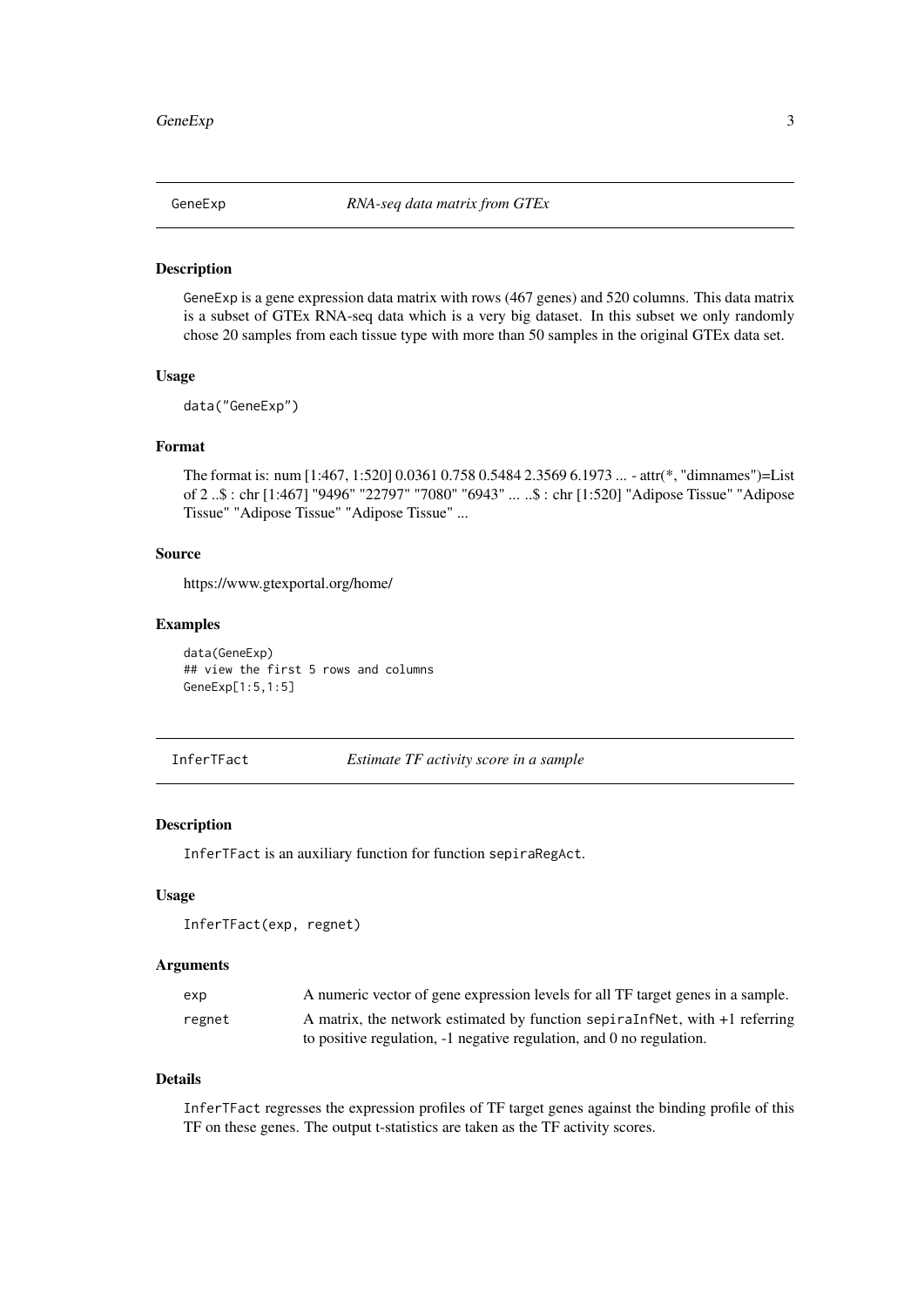## GeneExp *RNA-seq data matrix from GTEx*

### Description

GeneExp is a gene expression data matrix with rows (467 genes) and 520 columns. This data matrix is a subset of GTEx RNA-seq data which is a very big dataset. In this subset we only randomly chose 20 samples from each tissue type with more than 50 samples in the original GTEx data set.

### Usage

```
data("GeneExp")
```

### Format

The format is: num [1:467, 1:520] 0.0361 0.758 0.5484 2.3569 6.1973 ... - attr(*, "dimnames")=List of 2 ..$ : chr [1:467] "9496" "22797" "7080" "6943" ... ..$ : chr [1:520] "Adipose Tissue" "Adipose Tissue" "Adipose Tissue" "Adipose Tissue" ...

### Source

https://www.gtexportal.org/home/

### Examples

```
data(GeneExp)
## view the first 5 rows and columns
GeneExp[1:5,1:5]
```

## InferTFact *Estimate TF activity score in a sample*

### Description

InferTFact is an auxiliary function for function sepiraRegAct.

### Usage

```
InferTFact(exp, regnet)
```

### Arguments

| | |
|---|---|
| exp | A numeric vector of gene expression levels for all TF target genes in a sample. |
| regnet | A matrix, the network estimated by function sepiraInfNet, with +1 referring to positive regulation, -1 negative regulation, and 0 no regulation. |

### Details

InferTFact regresses the expression profiles of TF target genes against the binding profile of this TF on these genes. The output t-statistics are taken as the TF activity scores.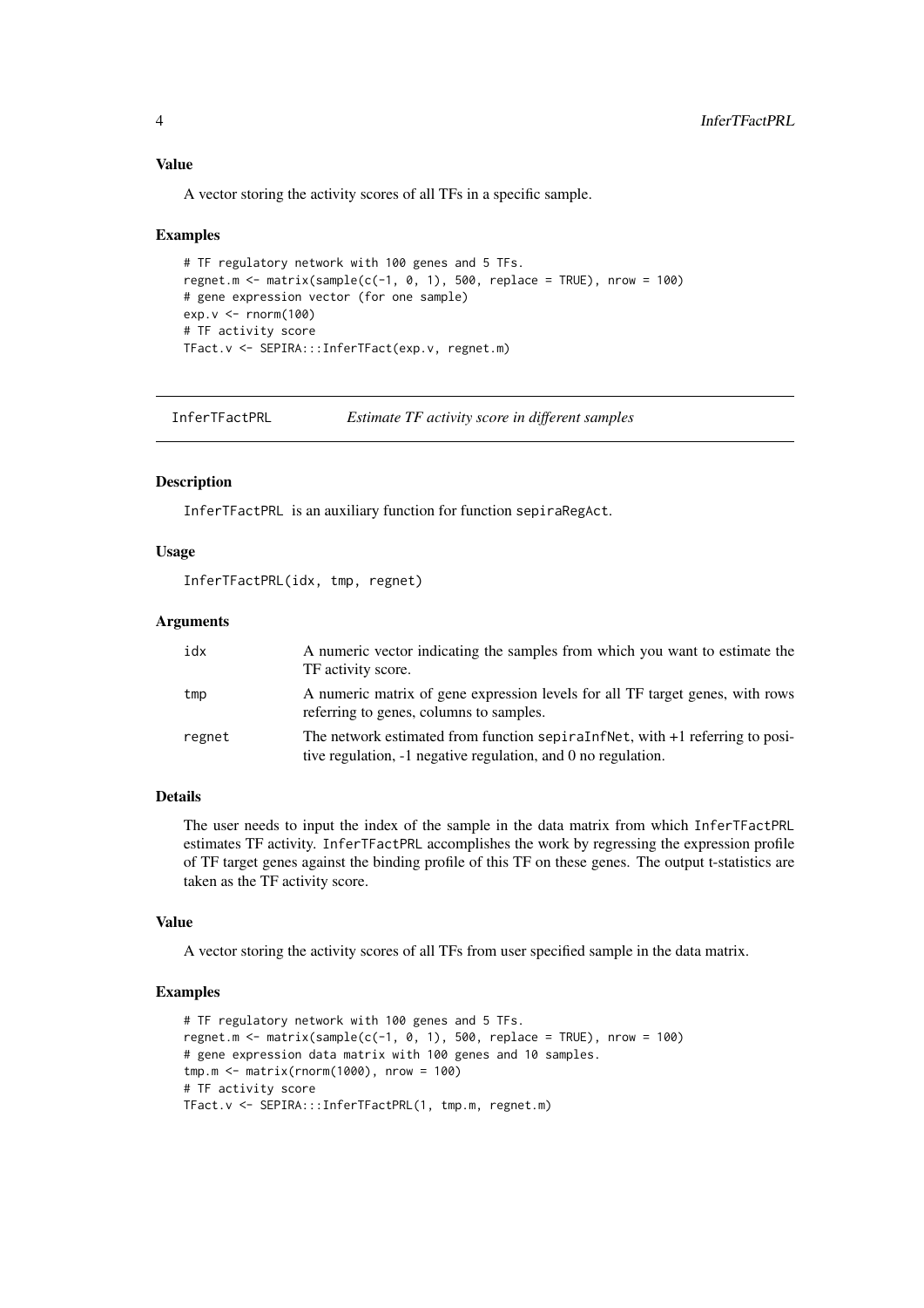### Value

A vector storing the activity scores of all TFs in a specific sample.

### Examples

```
# TF regulatory network with 100 genes and 5 TFs.
regnet.m <- matrix(sample(c(-1, 0, 1), 500, replace = TRUE), nrow = 100)
# gene expression vector (for one sample)
exp.v <- rnorm(100)
# TF activity score
TFact.v <- SEPIRA:::InferTFact(exp.v, regnet.m)
```

---

## InferTFactPRL — *Estimate TF activity score in different samples*

### Description

InferTFactPRL is an auxiliary function for function sepiraRegAct.

### Usage

```
InferTFactPRL(idx, tmp, regnet)
```

### Arguments

| | |
|---|---|
| idx | A numeric vector indicating the samples from which you want to estimate the TF activity score. |
| tmp | A numeric matrix of gene expression levels for all TF target genes, with rows referring to genes, columns to samples. |
| regnet | The network estimated from function sepiraInfNet, with +1 referring to positive regulation, -1 negative regulation, and 0 no regulation. |

### Details

The user needs to input the index of the sample in the data matrix from which InferTFactPRL estimates TF activity. InferTFactPRL accomplishes the work by regressing the expression profile of TF target genes against the binding profile of this TF on these genes. The output t-statistics are taken as the TF activity score.

### Value

A vector storing the activity scores of all TFs from user specified sample in the data matrix.

### Examples

```
# TF regulatory network with 100 genes and 5 TFs.
regnet.m <- matrix(sample(c(-1, 0, 1), 500, replace = TRUE), nrow = 100)
# gene expression data matrix with 100 genes and 10 samples.
tmp.m <- matrix(rnorm(1000), nrow = 100)
# TF activity score
TFact.v <- SEPIRA:::InferTFactPRL(1, tmp.m, regnet.m)
```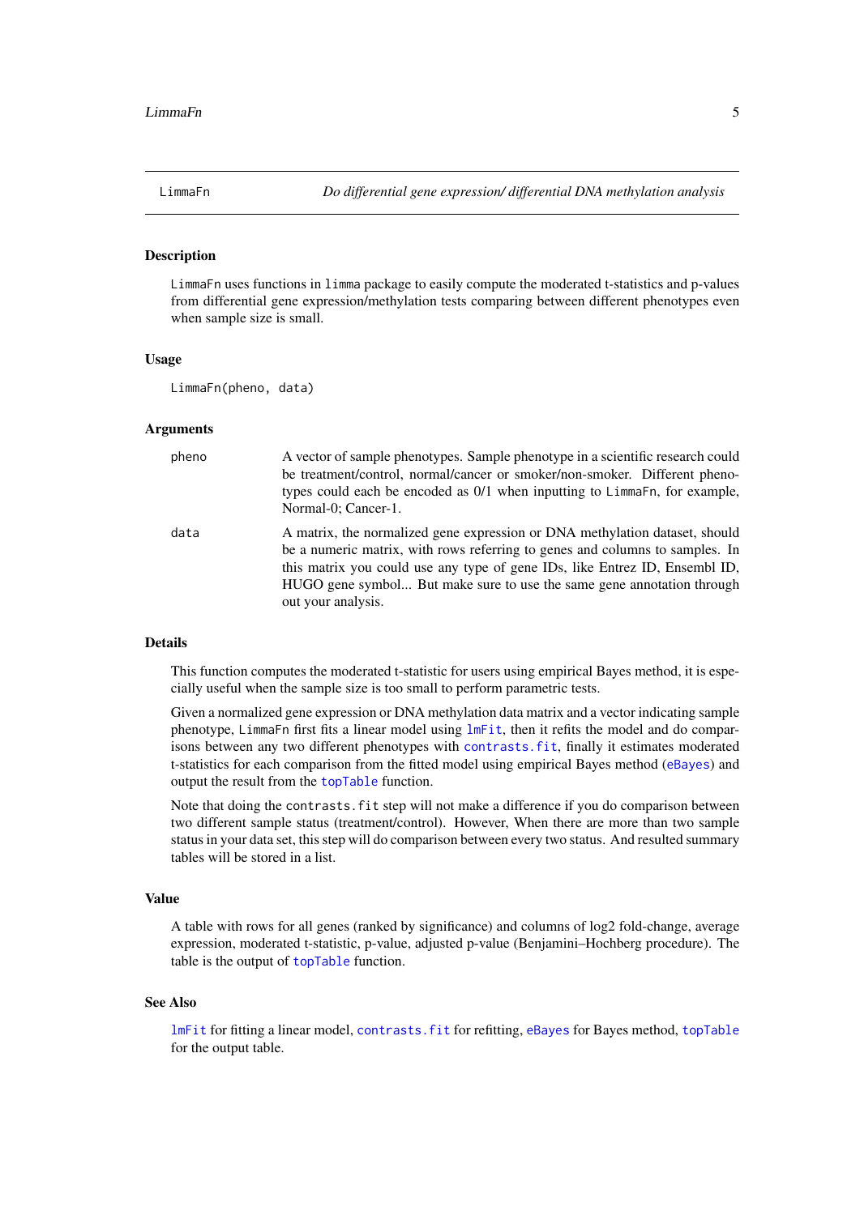LimmaFn *Do differential gene expression/ differential DNA methylation analysis*

## Description

`LimmaFn` uses functions in `limma` package to easily compute the moderated t-statistics and p-values from differential gene expression/methylation tests comparing between different phenotypes even when sample size is small.

## Usage

```
LimmaFn(pheno, data)
```

## Arguments

| | |
|---|---|
| pheno | A vector of sample phenotypes. Sample phenotype in a scientific research could be treatment/control, normal/cancer or smoker/non-smoker. Different phenotypes could each be encoded as 0/1 when inputting to `LimmaFn`, for example, Normal-0; Cancer-1. |
| data | A matrix, the normalized gene expression or DNA methylation dataset, should be a numeric matrix, with rows referring to genes and columns to samples. In this matrix you could use any type of gene IDs, like Entrez ID, Ensembl ID, HUGO gene symbol... But make sure to use the same gene annotation through out your analysis. |

## Details

This function computes the moderated t-statistic for users using empirical Bayes method, it is especially useful when the sample size is too small to perform parametric tests.

Given a normalized gene expression or DNA methylation data matrix and a vector indicating sample phenotype, `LimmaFn` first fits a linear model using `lmFit`, then it refits the model and do comparisons between any two different phenotypes with `contrasts.fit`, finally it estimates moderated t-statistics for each comparison from the fitted model using empirical Bayes method (`eBayes`) and output the result from the `topTable` function.

Note that doing the `contrasts.fit` step will not make a difference if you do comparison between two different sample status (treatment/control). However, When there are more than two sample status in your data set, this step will do comparison between every two status. And resulted summary tables will be stored in a list.

## Value

A table with rows for all genes (ranked by significance) and columns of log2 fold-change, average expression, moderated t-statistic, p-value, adjusted p-value (Benjamini–Hochberg procedure). The table is the output of `topTable` function.

## See Also

`lmFit` for fitting a linear model, `contrasts.fit` for refitting, `eBayes` for Bayes method, `topTable` for the output table.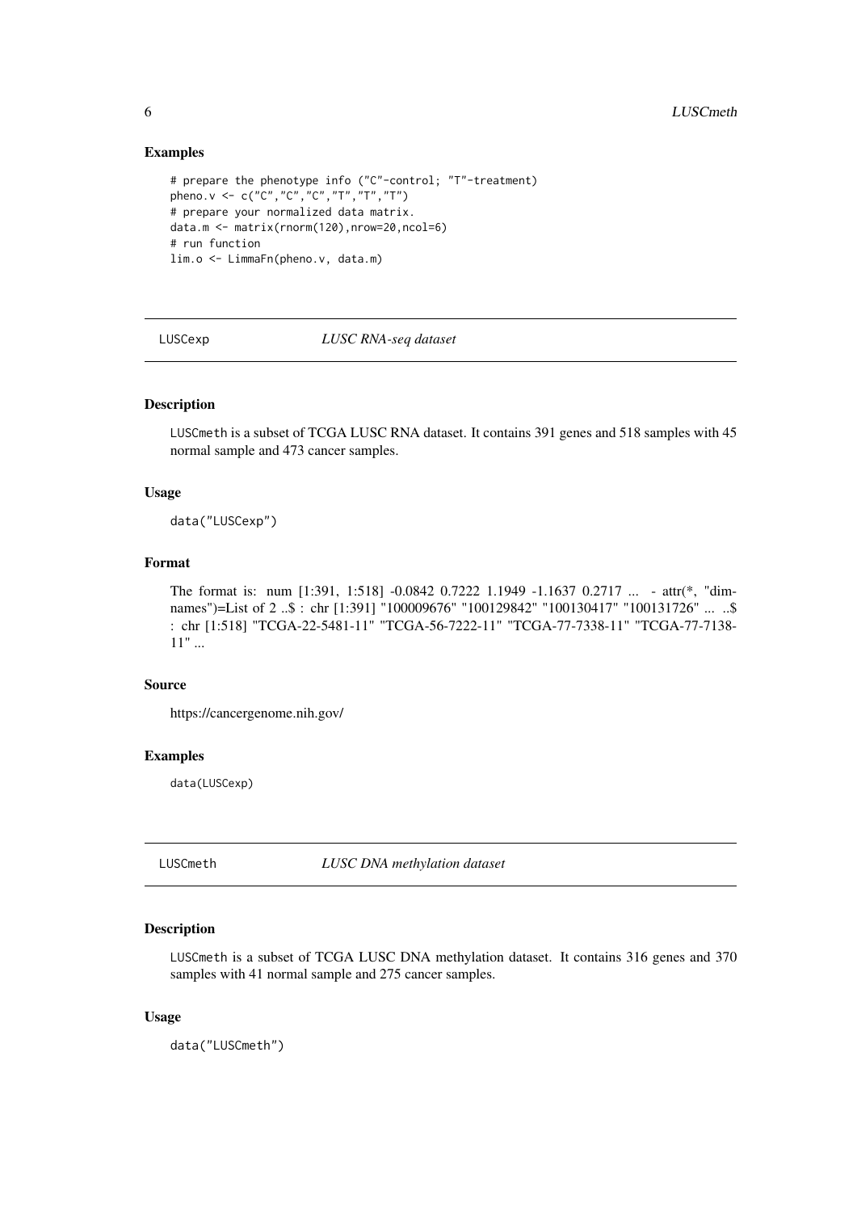### Examples

```
# prepare the phenotype info ("C"-control; "T"-treatment)
pheno.v <- c("C","C","C","T","T","T")
# prepare your normalized data matrix.
data.m <- matrix(rnorm(120),nrow=20,ncol=6)
# run function
lim.o <- LimmaFn(pheno.v, data.m)
```

## LUSCexp *LUSC RNA-seq dataset*

### Description

LUSCmeth is a subset of TCGA LUSC RNA dataset. It contains 391 genes and 518 samples with 45 normal sample and 473 cancer samples.

### Usage

```
data("LUSCexp")
```

### Format

The format is: num [1:391, 1:518] -0.0842 0.7222 1.1949 -1.1637 0.2717 ... - attr(*, "dimnames")=List of 2 ..$ : chr [1:391] "100009676" "100129842" "100130417" "100131726" ... ..$ : chr [1:518] "TCGA-22-5481-11" "TCGA-56-7222-11" "TCGA-77-7338-11" "TCGA-77-7138-11" ...

### Source

https://cancergenome.nih.gov/

### Examples

```
data(LUSCexp)
```

## LUSCmeth *LUSC DNA methylation dataset*

### Description

LUSCmeth is a subset of TCGA LUSC DNA methylation dataset. It contains 316 genes and 370 samples with 41 normal sample and 275 cancer samples.

### Usage

```
data("LUSCmeth")
```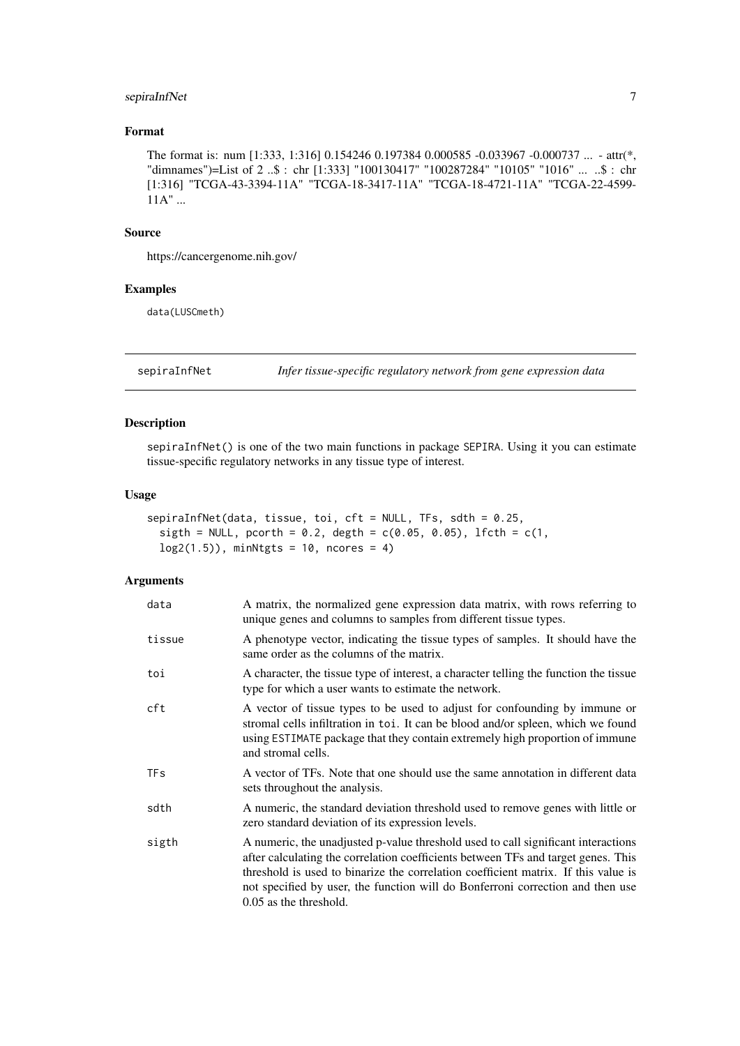### Format

The format is: num [1:333, 1:316] 0.154246 0.197384 0.000585 -0.033967 -0.000737 ... - attr(*, "dimnames")=List of 2 ..$ : chr [1:333] "100130417" "100287284" "10105" "1016" ... ..$ : chr [1:316] "TCGA-43-3394-11A" "TCGA-18-3417-11A" "TCGA-18-4721-11A" "TCGA-22-4599-11A" ...

### Source

https://cancergenome.nih.gov/

### Examples

```
data(LUSCmeth)
```

---

## sepiraInfNet — *Infer tissue-specific regulatory network from gene expression data*

---

### Description

sepiraInfNet() is one of the two main functions in package SEPIRA. Using it you can estimate tissue-specific regulatory networks in any tissue type of interest.

### Usage

```
sepiraInfNet(data, tissue, toi, cft = NULL, TFs, sdth = 0.25,
  sigth = NULL, pcorth = 0.2, degth = c(0.05, 0.05), lfcth = c(1,
  log2(1.5)), minNtgts = 10, ncores = 4)
```

### Arguments

| | |
|---|---|
| data | A matrix, the normalized gene expression data matrix, with rows referring to unique genes and columns to samples from different tissue types. |
| tissue | A phenotype vector, indicating the tissue types of samples. It should have the same order as the columns of the matrix. |
| toi | A character, the tissue type of interest, a character telling the function the tissue type for which a user wants to estimate the network. |
| cft | A vector of tissue types to be used to adjust for confounding by immune or stromal cells infiltration in toi. It can be blood and/or spleen, which we found using ESTIMATE package that they contain extremely high proportion of immune and stromal cells. |
| TFs | A vector of TFs. Note that one should use the same annotation in different data sets throughout the analysis. |
| sdth | A numeric, the standard deviation threshold used to remove genes with little or zero standard deviation of its expression levels. |
| sigth | A numeric, the unadjusted p-value threshold used to call significant interactions after calculating the correlation coefficients between TFs and target genes. This threshold is used to binarize the correlation coefficient matrix. If this value is not specified by user, the function will do Bonferroni correction and then use 0.05 as the threshold. |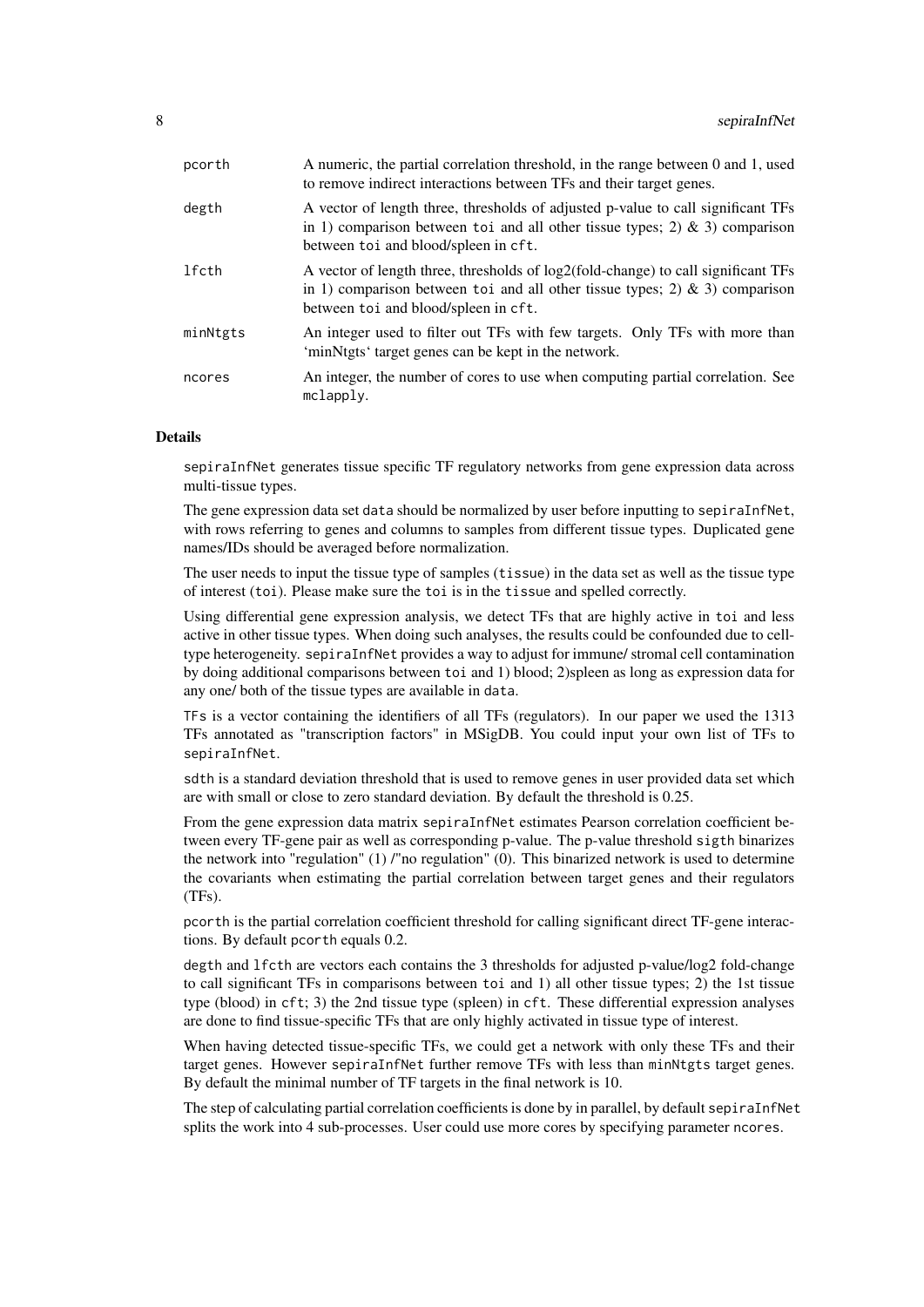| | |
|---|---|
| pcorth | A numeric, the partial correlation threshold, in the range between 0 and 1, used to remove indirect interactions between TFs and their target genes. |
| degth | A vector of length three, thresholds of adjusted p-value to call significant TFs in 1) comparison between toi and all other tissue types; 2) & 3) comparison between toi and blood/spleen in cft. |
| lfcth | A vector of length three, thresholds of log2(fold-change) to call significant TFs in 1) comparison between toi and all other tissue types; 2) & 3) comparison between toi and blood/spleen in cft. |
| minNtgts | An integer used to filter out TFs with few targets. Only TFs with more than 'minNtgts' target genes can be kept in the network. |
| ncores | An integer, the number of cores to use when computing partial correlation. See mclapply. |

## Details

sepiraInfNet generates tissue specific TF regulatory networks from gene expression data across multi-tissue types.

The gene expression data set data should be normalized by user before inputting to sepiraInfNet, with rows referring to genes and columns to samples from different tissue types. Duplicated gene names/IDs should be averaged before normalization.

The user needs to input the tissue type of samples (tissue) in the data set as well as the tissue type of interest (toi). Please make sure the toi is in the tissue and spelled correctly.

Using differential gene expression analysis, we detect TFs that are highly active in toi and less active in other tissue types. When doing such analyses, the results could be confounded due to cell-type heterogeneity. sepiraInfNet provides a way to adjust for immune/ stromal cell contamination by doing additional comparisons between toi and 1) blood; 2)spleen as long as expression data for any one/ both of the tissue types are available in data.

TFs is a vector containing the identifiers of all TFs (regulators). In our paper we used the 1313 TFs annotated as "transcription factors" in MSigDB. You could input your own list of TFs to sepiraInfNet.

sdth is a standard deviation threshold that is used to remove genes in user provided data set which are with small or close to zero standard deviation. By default the threshold is 0.25.

From the gene expression data matrix sepiraInfNet estimates Pearson correlation coefficient between every TF-gene pair as well as corresponding p-value. The p-value threshold sigth binarizes the network into "regulation" (1) /"no regulation" (0). This binarized network is used to determine the covariants when estimating the partial correlation between target genes and their regulators (TFs).

pcorth is the partial correlation coefficient threshold for calling significant direct TF-gene interactions. By default pcorth equals 0.2.

degth and lfcth are vectors each contains the 3 thresholds for adjusted p-value/log2 fold-change to call significant TFs in comparisons between toi and 1) all other tissue types; 2) the 1st tissue type (blood) in cft; 3) the 2nd tissue type (spleen) in cft. These differential expression analyses are done to find tissue-specific TFs that are only highly activated in tissue type of interest.

When having detected tissue-specific TFs, we could get a network with only these TFs and their target genes. However sepiraInfNet further remove TFs with less than minNtgts target genes. By default the minimal number of TF targets in the final network is 10.

The step of calculating partial correlation coefficients is done by in parallel, by default sepiraInfNet splits the work into 4 sub-processes. User could use more cores by specifying parameter ncores.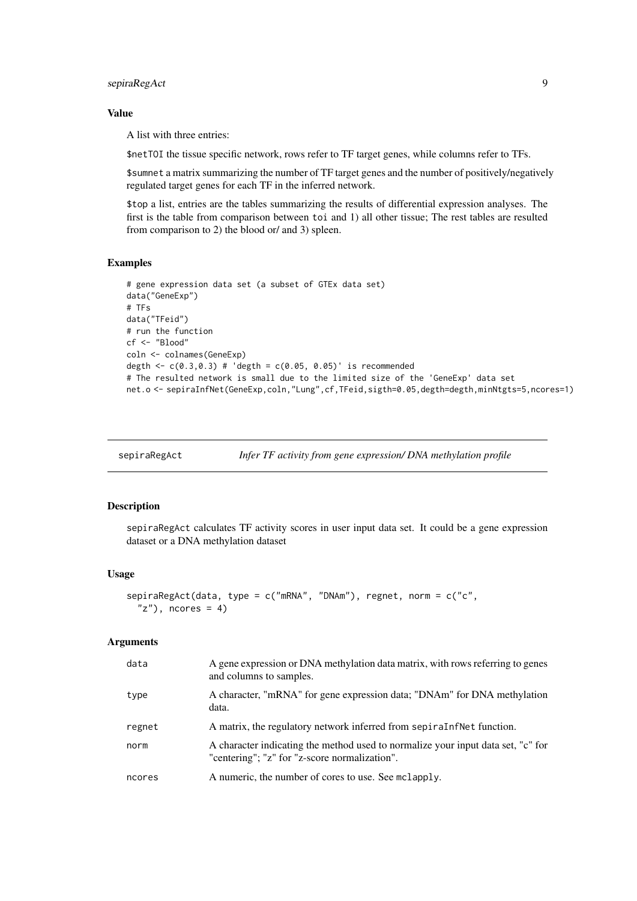### Value

A list with three entries:

`$netTOI` the tissue specific network, rows refer to TF target genes, while columns refer to TFs.

`$sumnet` a matrix summarizing the number of TF target genes and the number of positively/negatively regulated target genes for each TF in the inferred network.

`$top` a list, entries are the tables summarizing the results of differential expression analyses. The first is the table from comparison between `toi` and 1) all other tissue; The rest tables are resulted from comparison to 2) the blood or/ and 3) spleen.

### Examples

```
# gene expression data set (a subset of GTEx data set)
data("GeneExp")
# TFs
data("TFeid")
# run the function
cf <- "Blood"
coln <- colnames(GeneExp)
degth <- c(0.3,0.3) # 'degth = c(0.05, 0.05)' is recommended
# The resulted network is small due to the limited size of the 'GeneExp' data set
net.o <- sepiraInfNet(GeneExp,coln,"Lung",cf,TFeid,sigth=0.05,degth=degth,minNtgts=5,ncores=1)
```

---

## sepiraRegAct — *Infer TF activity from gene expression/ DNA methylation profile*

---

### Description

`sepiraRegAct` calculates TF activity scores in user input data set. It could be a gene expression dataset or a DNA methylation dataset

### Usage

```
sepiraRegAct(data, type = c("mRNA", "DNAm"), regnet, norm = c("c",
  "z"), ncores = 4)
```

### Arguments

| | |
|---|---|
| `data` | A gene expression or DNA methylation data matrix, with rows referring to genes and columns to samples. |
| `type` | A character, "mRNA" for gene expression data; "DNAm" for DNA methylation data. |
| `regnet` | A matrix, the regulatory network inferred from `sepiraInfNet` function. |
| `norm` | A character indicating the method used to normalize your input data set, "c" for "centering"; "z" for "z-score normalization". |
| `ncores` | A numeric, the number of cores to use. See `mclapply`. |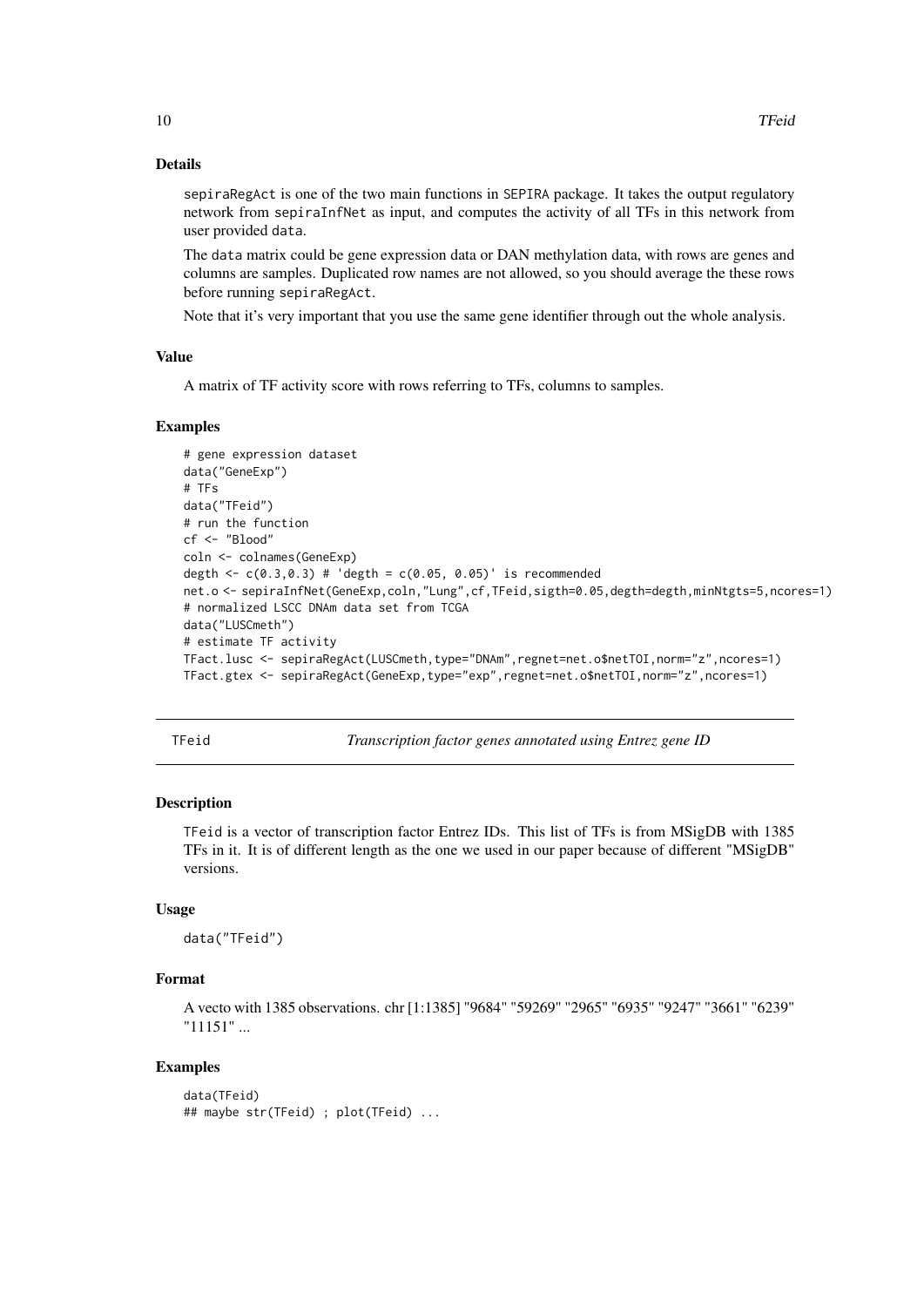### Details

sepiraRegAct is one of the two main functions in SEPIRA package. It takes the output regulatory network from sepiraInfNet as input, and computes the activity of all TFs in this network from user provided data.

The data matrix could be gene expression data or DAN methylation data, with rows are genes and columns are samples. Duplicated row names are not allowed, so you should average the these rows before running sepiraRegAct.

Note that it's very important that you use the same gene identifier through out the whole analysis.

### Value

A matrix of TF activity score with rows referring to TFs, columns to samples.

### Examples

```
# gene expression dataset
data("GeneExp")
# TFs
data("TFeid")
# run the function
cf <- "Blood"
coln <- colnames(GeneExp)
degth <- c(0.3,0.3) # 'degth = c(0.05, 0.05)' is recommended
net.o <- sepiraInfNet(GeneExp,coln,"Lung",cf,TFeid,sigth=0.05,degth=degth,minNtgts=5,ncores=1)
# normalized LSCC DNAm data set from TCGA
data("LUSCmeth")
# estimate TF activity
TFact.lusc <- sepiraRegAct(LUSCmeth,type="DNAm",regnet=net.o$netTOI,norm="z",ncores=1)
TFact.gtex <- sepiraRegAct(GeneExp,type="exp",regnet=net.o$netTOI,norm="z",ncores=1)
```

---

## TFeid — *Transcription factor genes annotated using Entrez gene ID*

### Description

TFeid is a vector of transcription factor Entrez IDs. This list of TFs is from MSigDB with 1385 TFs in it. It is of different length as the one we used in our paper because of different "MSigDB" versions.

### Usage

```
data("TFeid")
```

### Format

A vecto with 1385 observations. chr [1:1385] "9684" "59269" "2965" "6935" "9247" "3661" "6239" "11151" ...

### Examples

```
data(TFeid)
## maybe str(TFeid) ; plot(TFeid) ...
```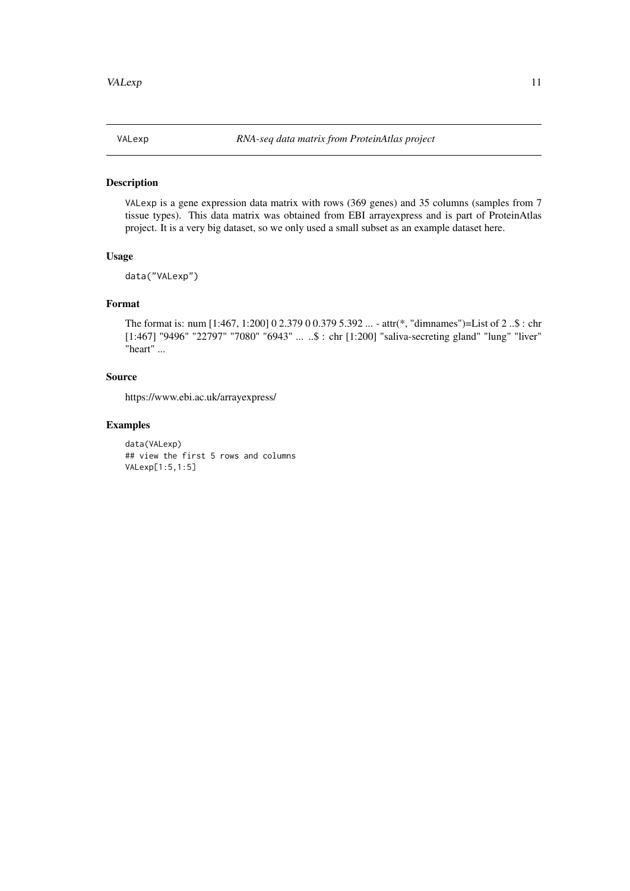VALexp *RNA-seq data matrix from ProteinAtlas project*

## Description

VALexp is a gene expression data matrix with rows (369 genes) and 35 columns (samples from 7 tissue types). This data matrix was obtained from EBI arrayexpress and is part of ProteinAtlas project. It is a very big dataset, so we only used a small subset as an example dataset here.

## Usage

```
data("VALexp")
```

## Format

The format is: num [1:467, 1:200] 0 2.379 0 0.379 5.392 ... - attr(*, "dimnames")=List of 2 ..$ : chr [1:467] "9496" "22797" "7080" "6943" ... ..$ : chr [1:200] "saliva-secreting gland" "lung" "liver" "heart" ...

## Source

https://www.ebi.ac.uk/arrayexpress/

## Examples

```
data(VALexp)
## view the first 5 rows and columns
VALexp[1:5,1:5]
```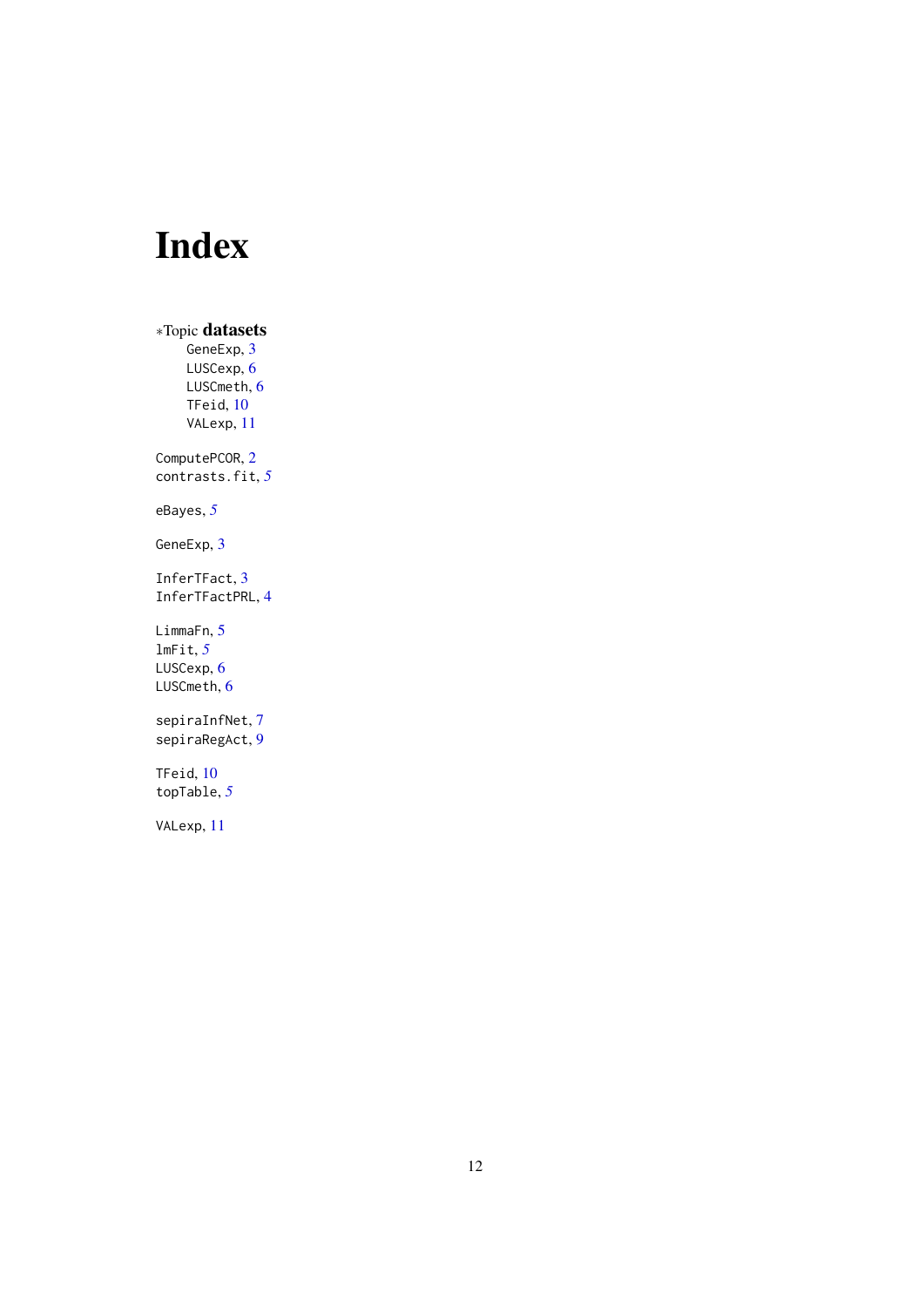# Index

∗Topic **datasets**
- GeneExp, 3
- LUSCexp, 6
- LUSCmeth, 6
- TFeid, 10
- VALexp, 11

ComputePCOR, 2
contrasts.fit, *5*

eBayes, *5*

GeneExp, 3

InferTFact, 3
InferTFactPRL, 4

LimmaFn, 5
lmFit, *5*
LUSCexp, 6
LUSCmeth, 6

sepiraInfNet, 7
sepiraRegAct, 9

TFeid, 10
topTable, *5*

VALexp, 11